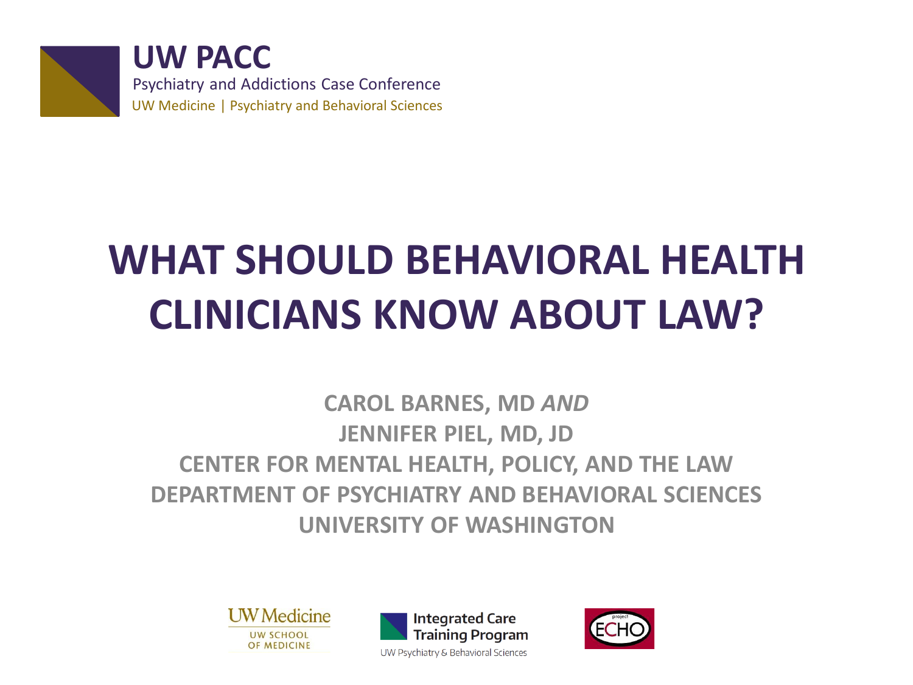**UW PACC**

Psychiatry and Addictions Case Conference

UW Medicine | Psychiatry and Behavioral Sciences

# WHAT SHOULD BEHAVIORAL HEALTH CLINICIANS KNOW ABOUT LAW?

**CAROL BARNES, MD *AND***

**JENNIFER PIEL, MD, JD**

**CENTER FOR MENTAL HEALTH, POLICY, AND THE LAW**

**DEPARTMENT OF PSYCHIATRY AND BEHAVIORAL SCIENCES**

**UNIVERSITY OF WASHINGTON**

UW Medicine UW SCHOOL OF MEDICINE

Integrated Care Training Program UW Psychiatry & Behavioral Sciences

project ECHO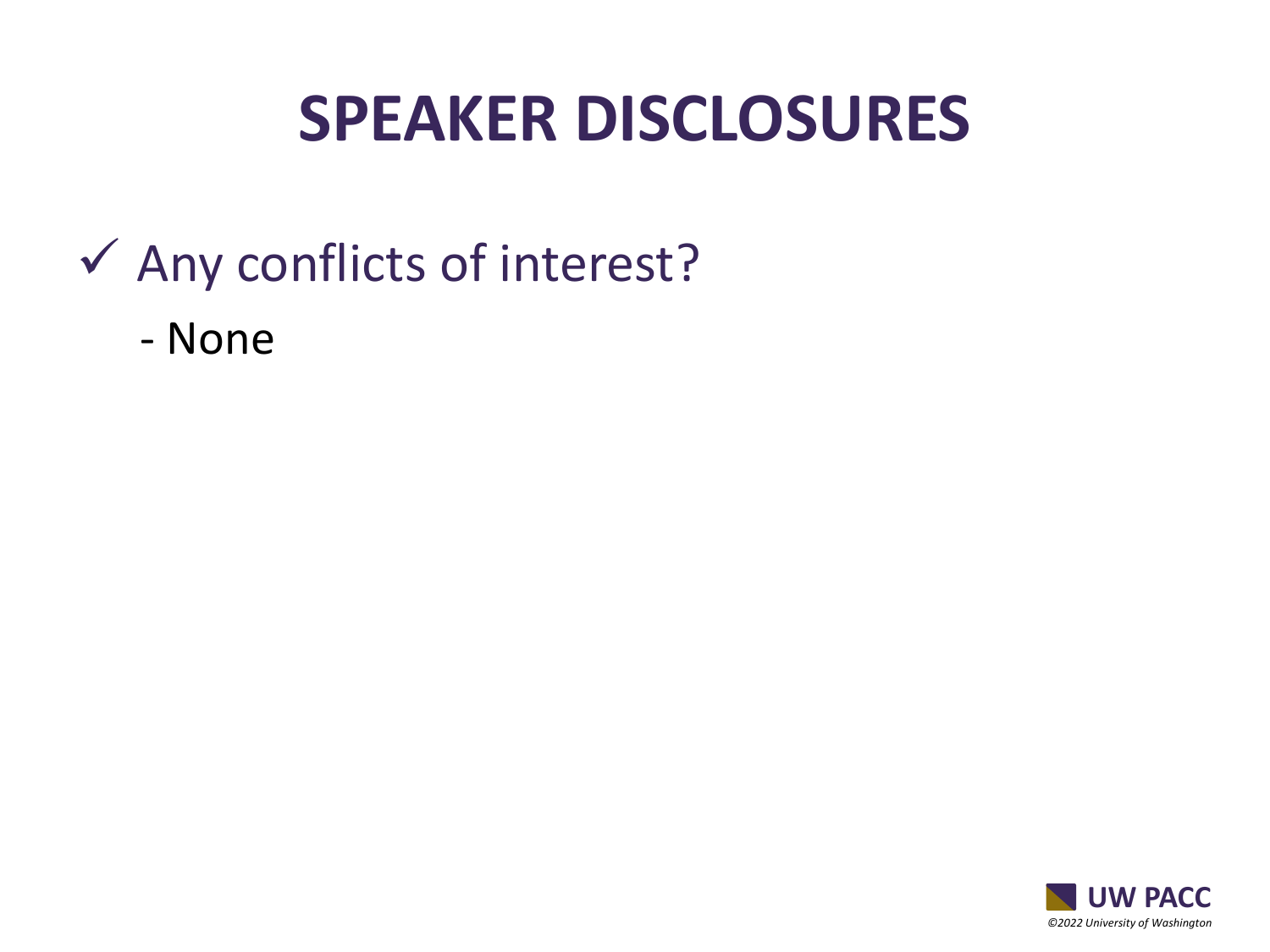# SPEAKER DISCLOSURES

- ✓ Any conflicts of interest?
  - None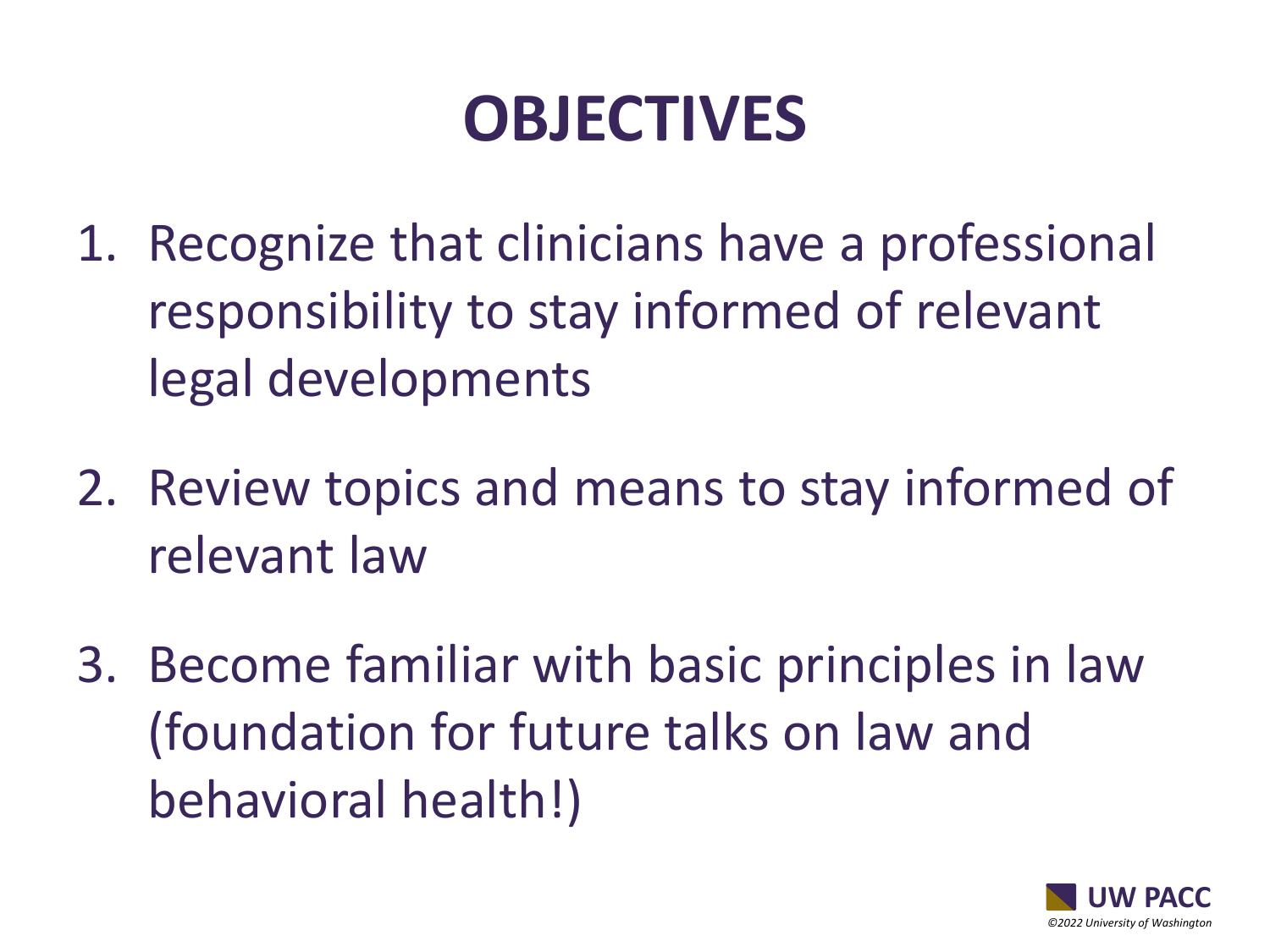# OBJECTIVES

1. Recognize that clinicians have a professional responsibility to stay informed of relevant legal developments

2. Review topics and means to stay informed of relevant law

3. Become familiar with basic principles in law (foundation for future talks on law and behavioral health!)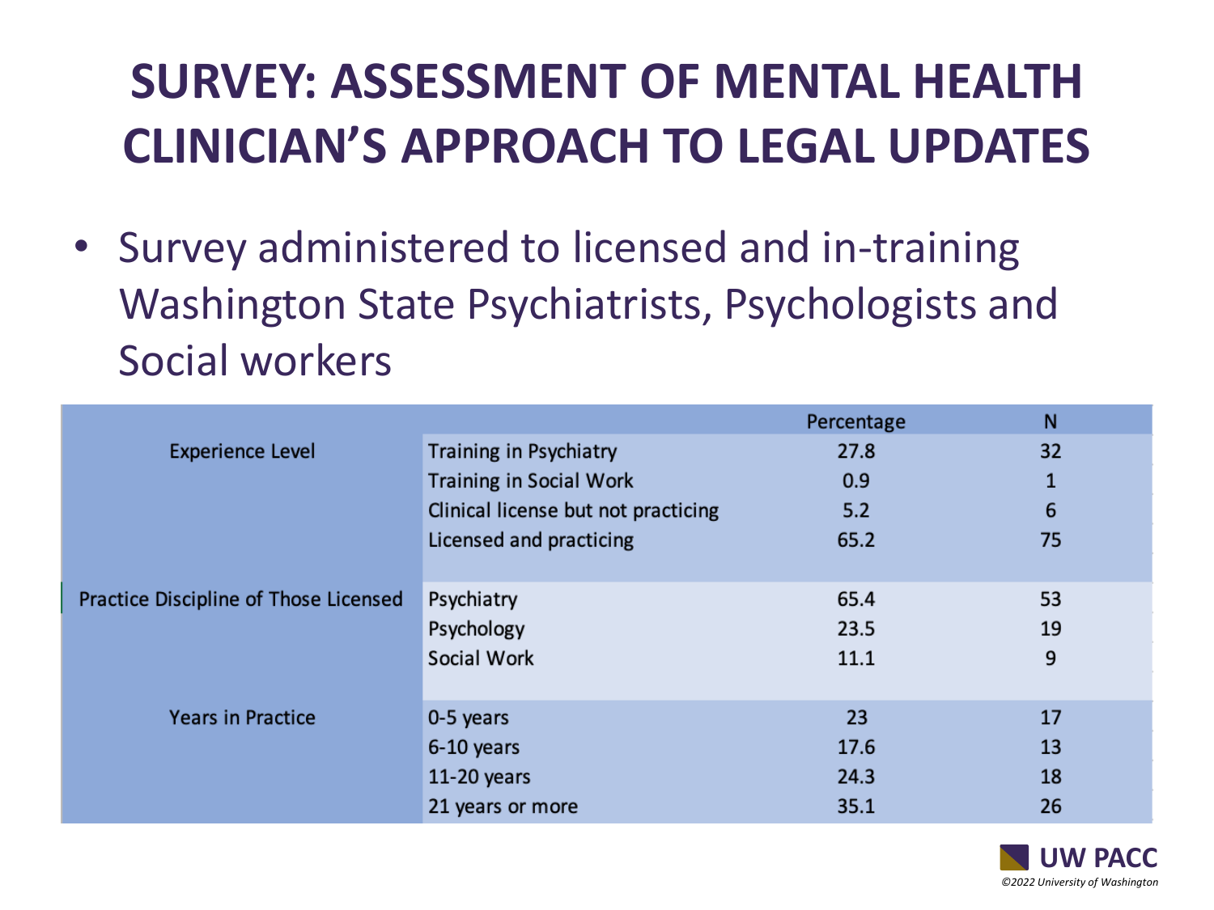# SURVEY: ASSESSMENT OF MENTAL HEALTH CLINICIAN'S APPROACH TO LEGAL UPDATES

- Survey administered to licensed and in-training Washington State Psychiatrists, Psychologists and Social workers

| | | Percentage | N |
|---|---|---|---|
| Experience Level | Training in Psychiatry | 27.8 | 32 |
| | Training in Social Work | 0.9 | 1 |
| | Clinical license but not practicing | 5.2 | 6 |
| | Licensed and practicing | 65.2 | 75 |
| Practice Discipline of Those Licensed | Psychiatry | 65.4 | 53 |
| | Psychology | 23.5 | 19 |
| | Social Work | 11.1 | 9 |
| Years in Practice | 0-5 years | 23 | 17 |
| | 6-10 years | 17.6 | 13 |
| | 11-20 years | 24.3 | 18 |
| | 21 years or more | 35.1 | 26 |

UW PACC

*©2022 University of Washington*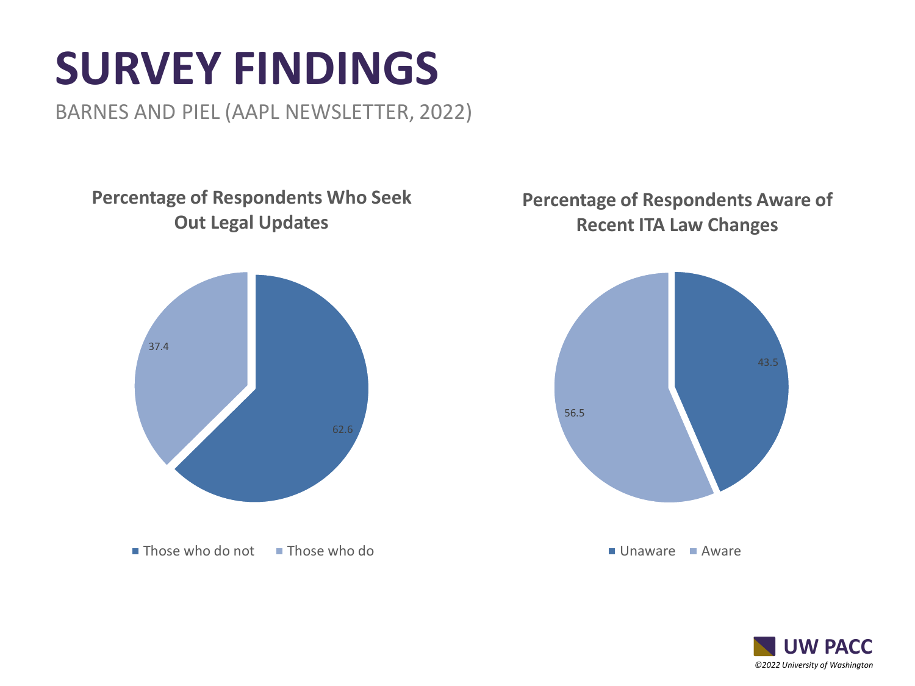# SURVEY FINDINGS

BARNES AND PIEL (AAPL NEWSLETTER, 2022)

### Percentage of Respondents Who Seek Out Legal Updates

| Category | Percentage |
| --- | --- |
| Those who do not | 62.6 |
| Those who do | 37.4 |

### Percentage of Respondents Aware of Recent ITA Law Changes

| Category | Percentage |
| --- | --- |
| Unaware | 43.5 |
| Aware | 56.5 |

UW PACC

*©2022 University of Washington*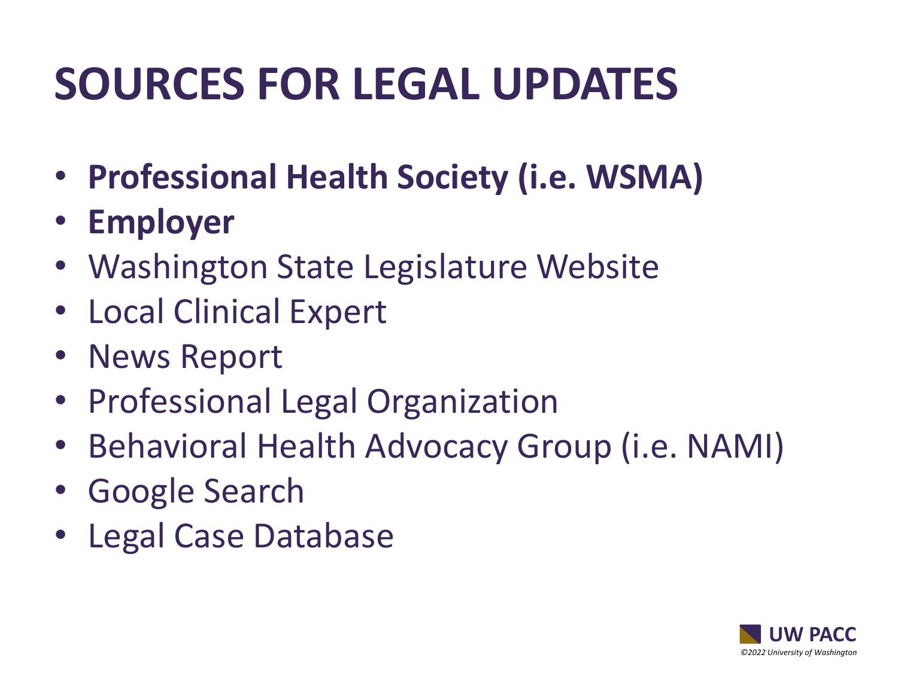# SOURCES FOR LEGAL UPDATES

- **Professional Health Society (i.e. WSMA)**
- **Employer**
- Washington State Legislature Website
- Local Clinical Expert
- News Report
- Professional Legal Organization
- Behavioral Health Advocacy Group (i.e. NAMI)
- Google Search
- Legal Case Database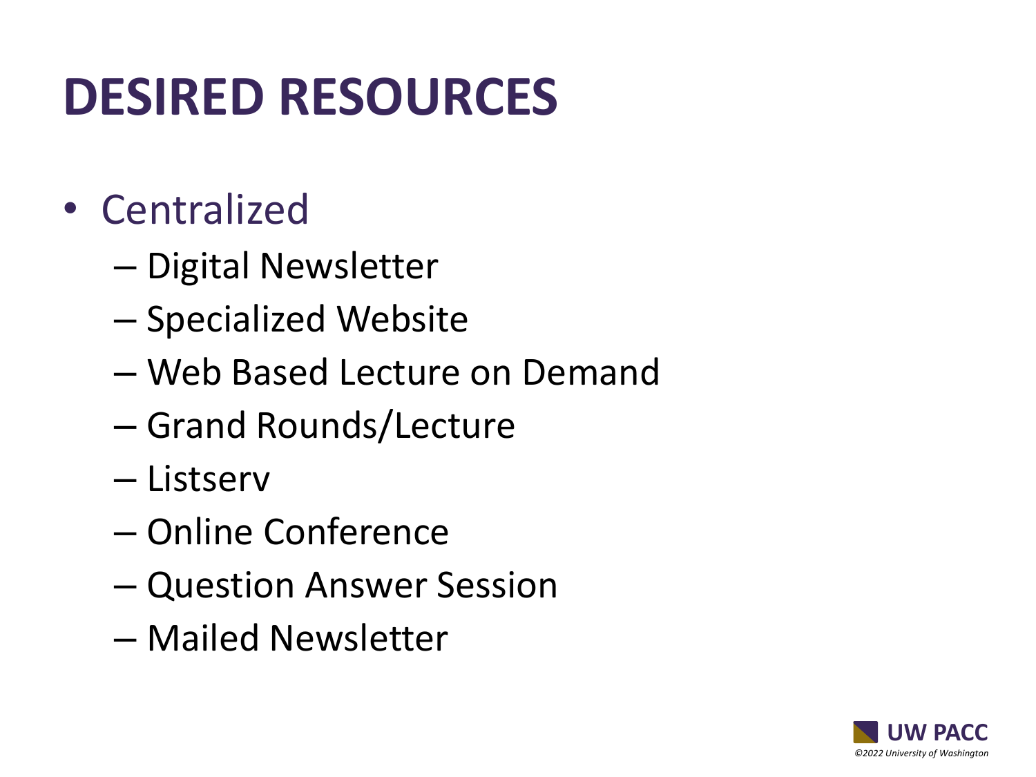# DESIRED RESOURCES

- Centralized
  - Digital Newsletter
  - Specialized Website
  - Web Based Lecture on Demand
  - Grand Rounds/Lecture
  - Listserv
  - Online Conference
  - Question Answer Session
  - Mailed Newsletter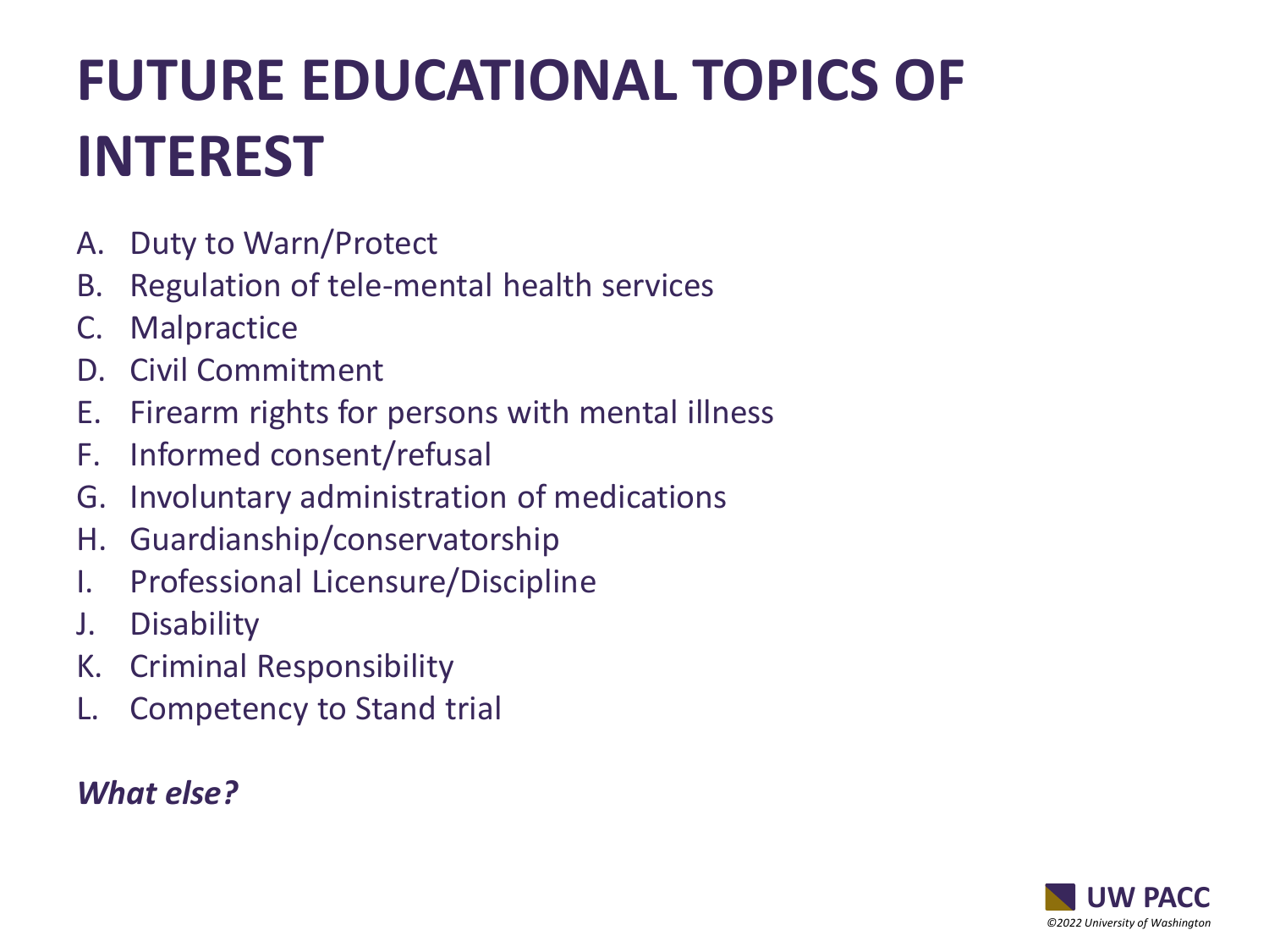# FUTURE EDUCATIONAL TOPICS OF INTEREST

A. Duty to Warn/Protect
B. Regulation of tele-mental health services
C. Malpractice
D. Civil Commitment
E. Firearm rights for persons with mental illness
F. Informed consent/refusal
G. Involuntary administration of medications
H. Guardianship/conservatorship
I. Professional Licensure/Discipline
J. Disability
K. Criminal Responsibility
L. Competency to Stand trial

***What else?***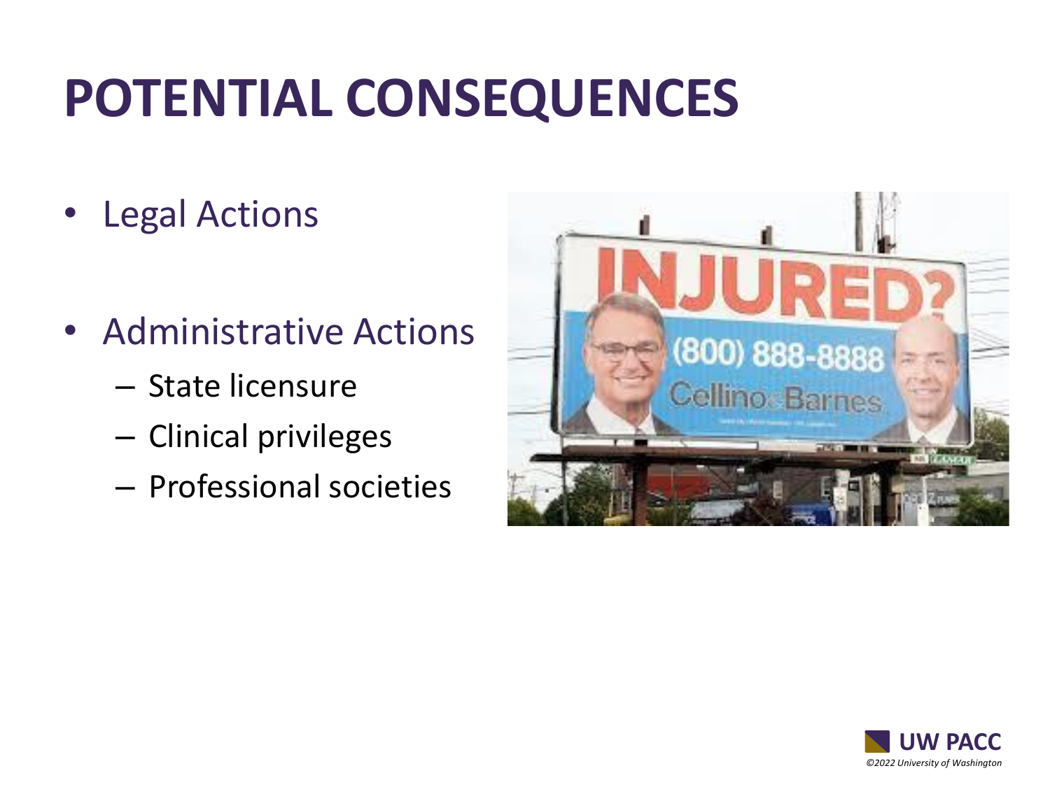# POTENTIAL CONSEQUENCES

- Legal Actions
- Administrative Actions
  - State licensure
  - Clinical privileges
  - Professional societies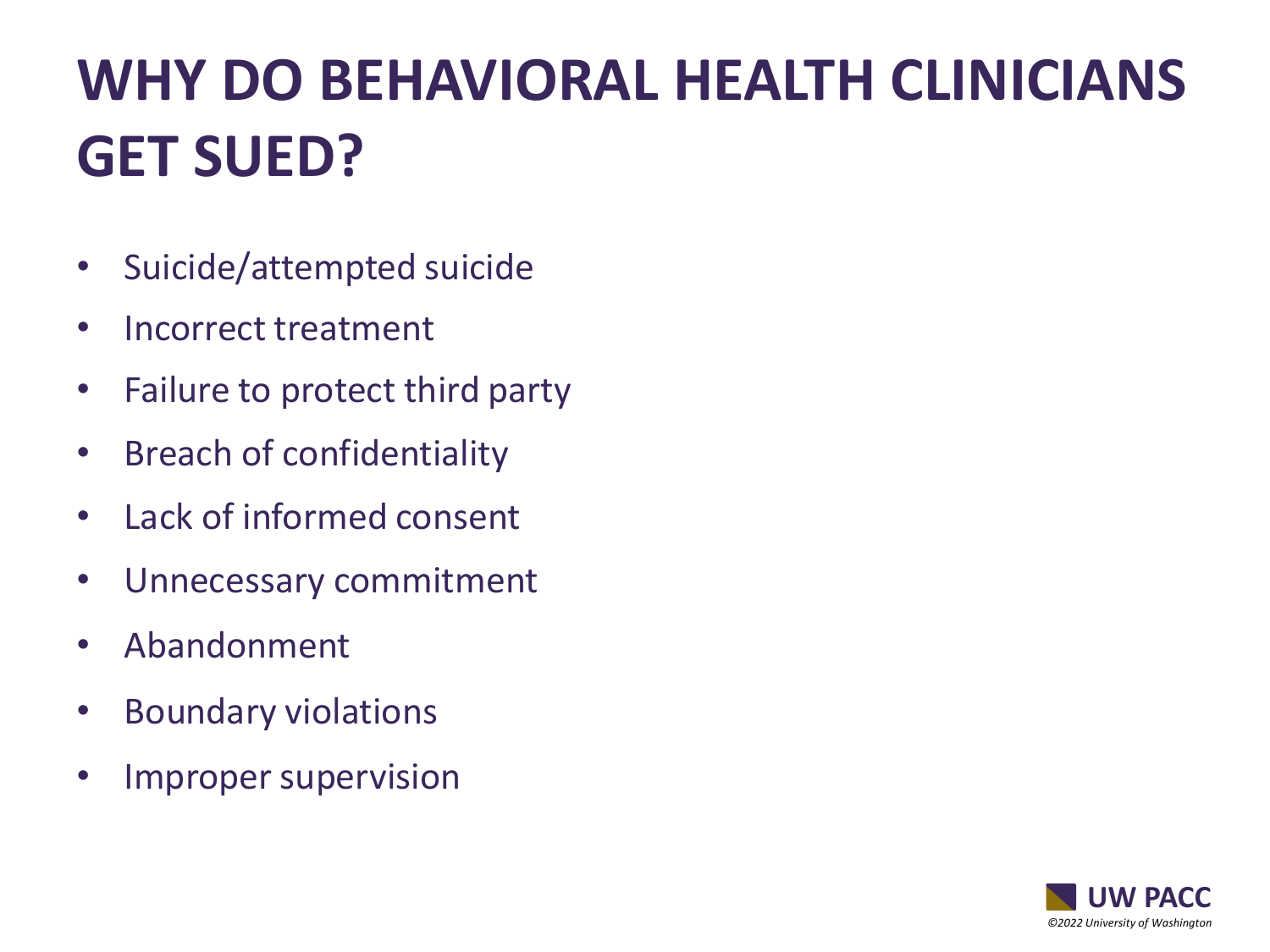# WHY DO BEHAVIORAL HEALTH CLINICIANS GET SUED?

- Suicide/attempted suicide
- Incorrect treatment
- Failure to protect third party
- Breach of confidentiality
- Lack of informed consent
- Unnecessary commitment
- Abandonment
- Boundary violations
- Improper supervision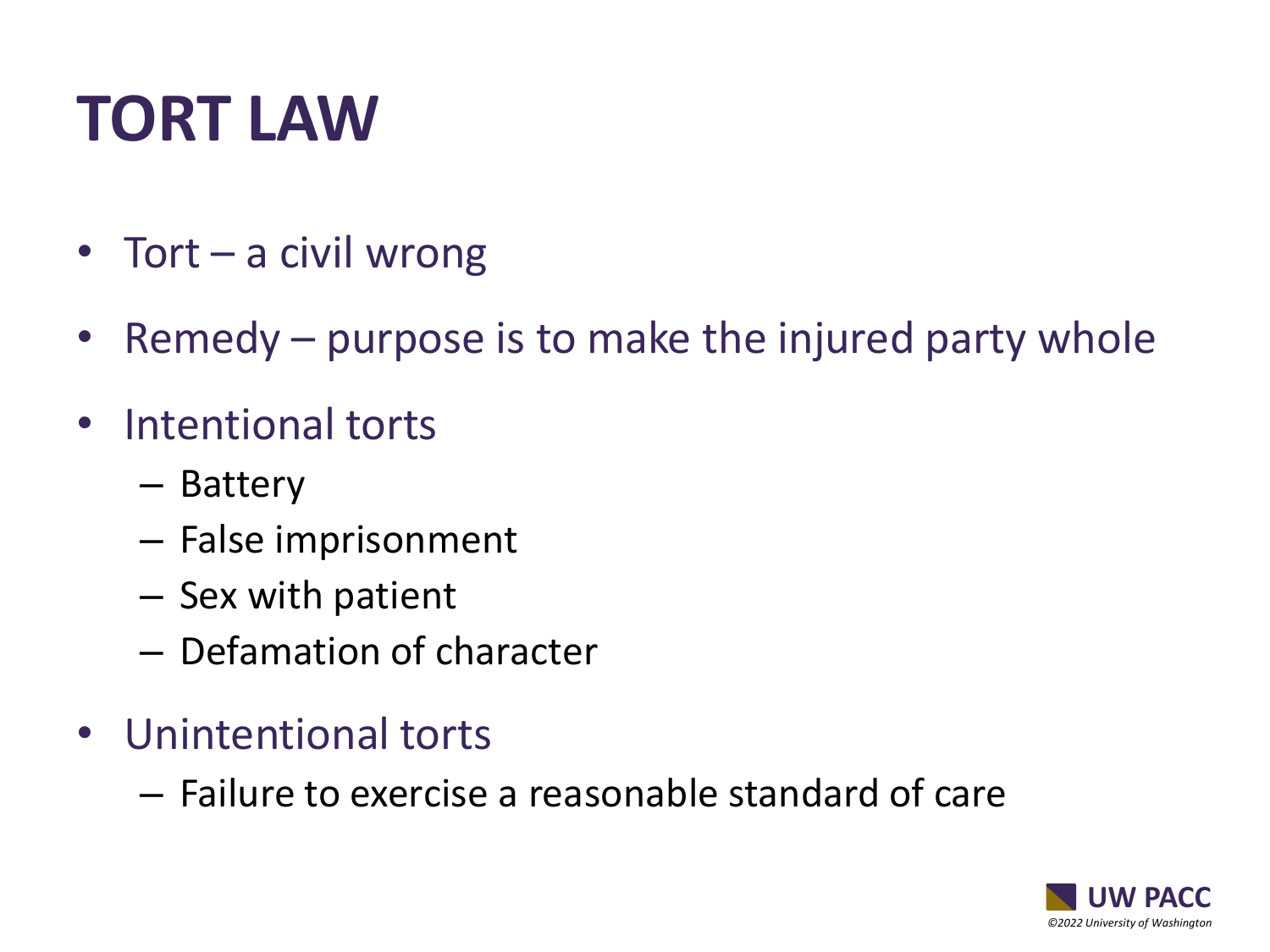# TORT LAW

- Tort – a civil wrong
- Remedy – purpose is to make the injured party whole
- Intentional torts
  - Battery
  - False imprisonment
  - Sex with patient
  - Defamation of character
- Unintentional torts
  - Failure to exercise a reasonable standard of care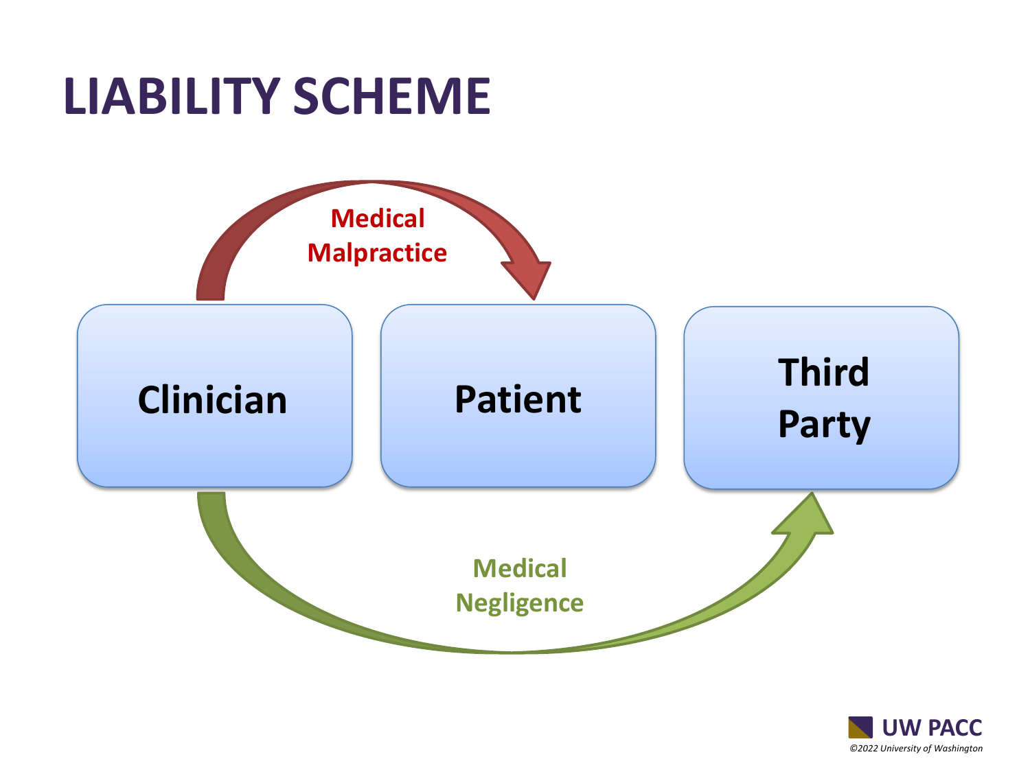# LIABILITY SCHEME

Clinician

Patient

Third Party

Medical Malpractice

Medical Negligence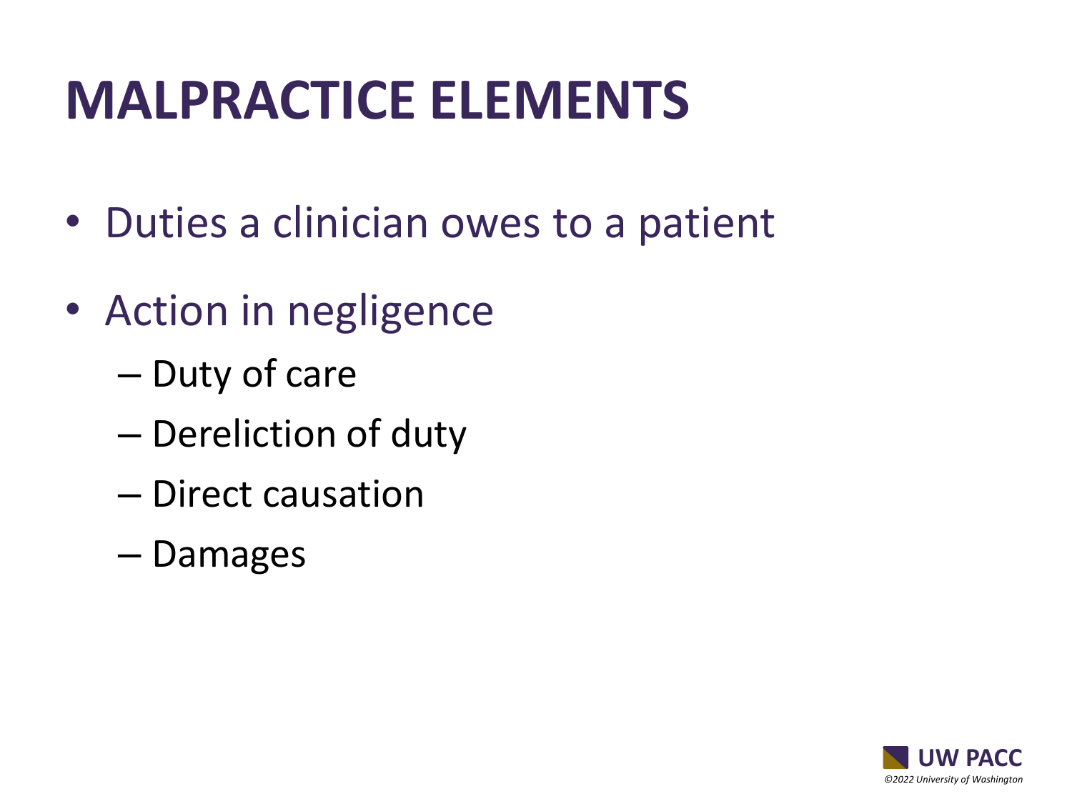# MALPRACTICE ELEMENTS

- Duties a clinician owes to a patient
- Action in negligence
  - Duty of care
  - Dereliction of duty
  - Direct causation
  - Damages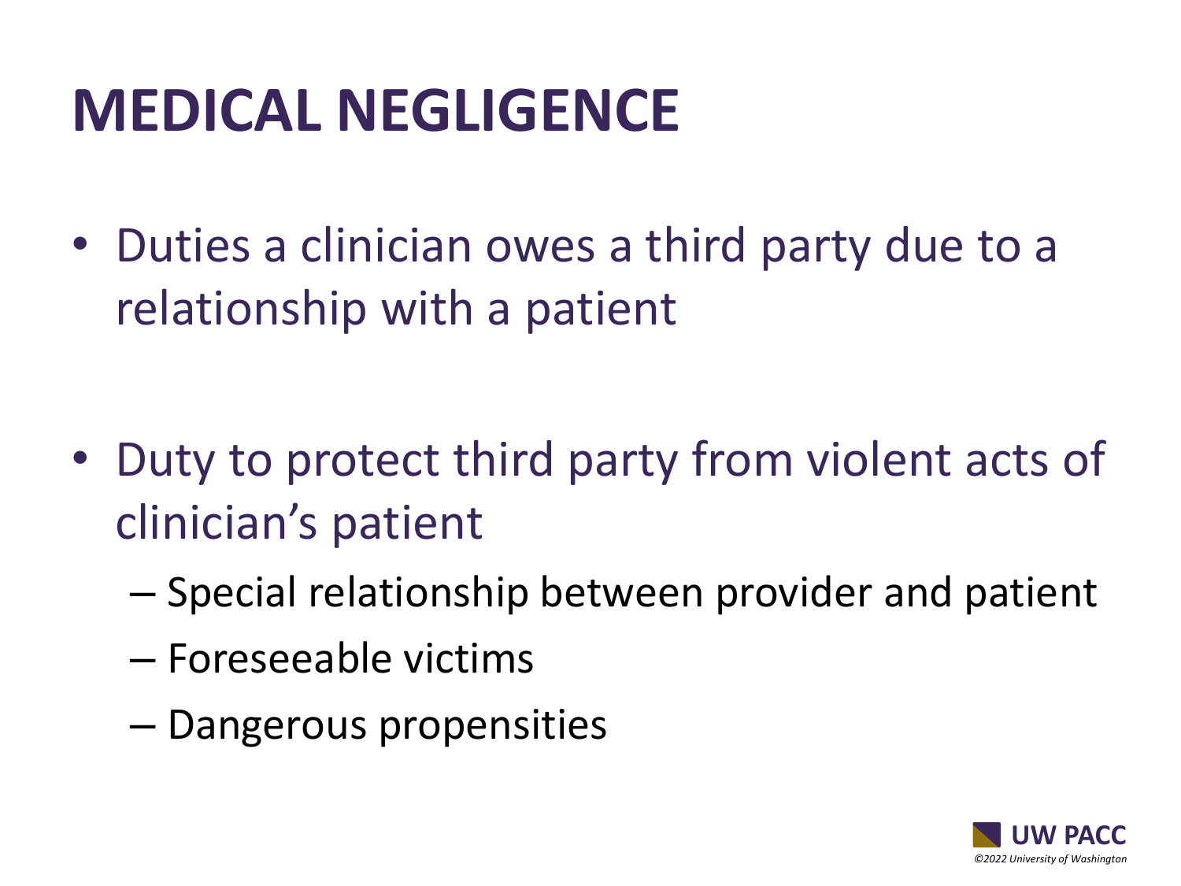# MEDICAL NEGLIGENCE

- Duties a clinician owes a third party due to a relationship with a patient

- Duty to protect third party from violent acts of clinician's patient
  - Special relationship between provider and patient
  - Foreseeable victims
  - Dangerous propensities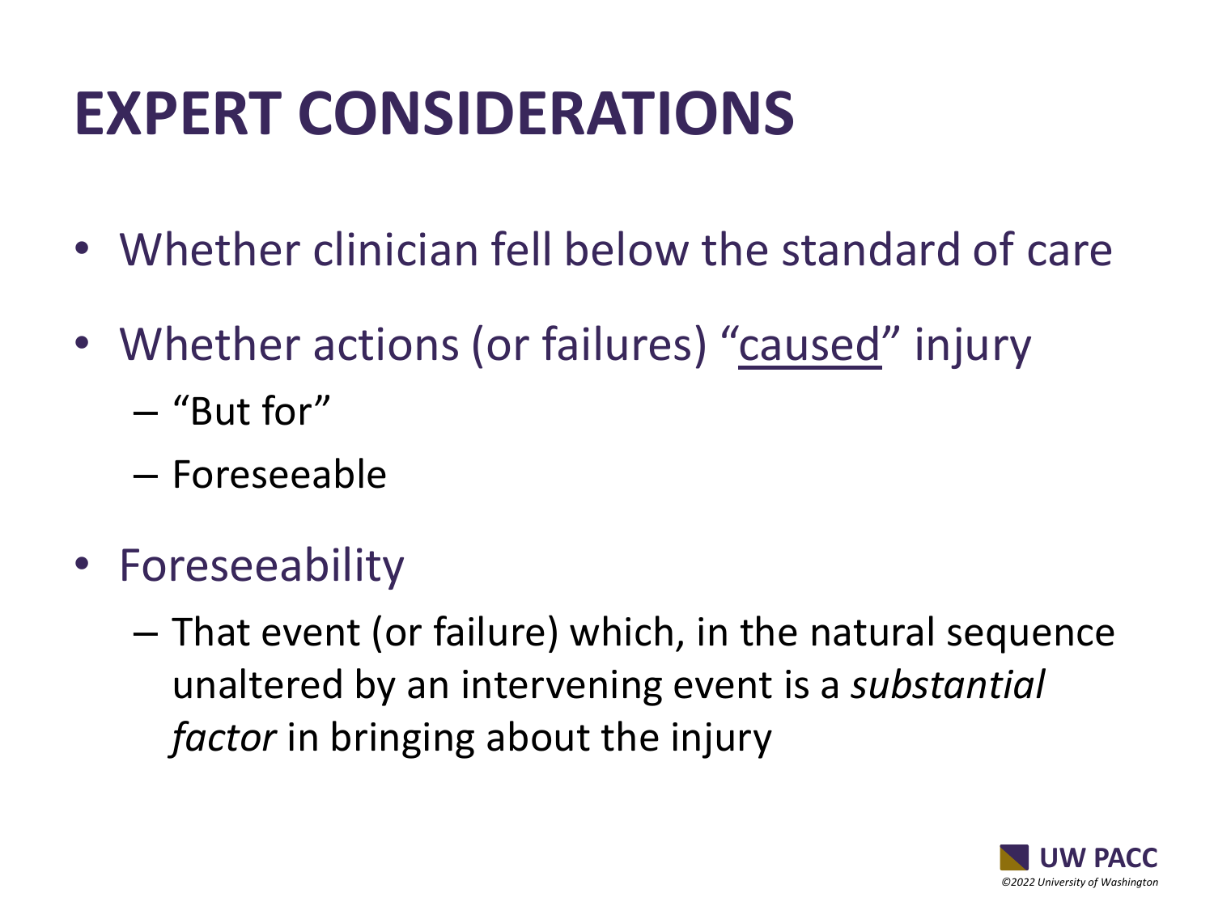# EXPERT CONSIDERATIONS

- Whether clinician fell below the standard of care
- Whether actions (or failures) "caused" injury
  - "But for"
  - Foreseeable
- Foreseeability
  - That event (or failure) which, in the natural sequence unaltered by an intervening event is a *substantial factor* in bringing about the injury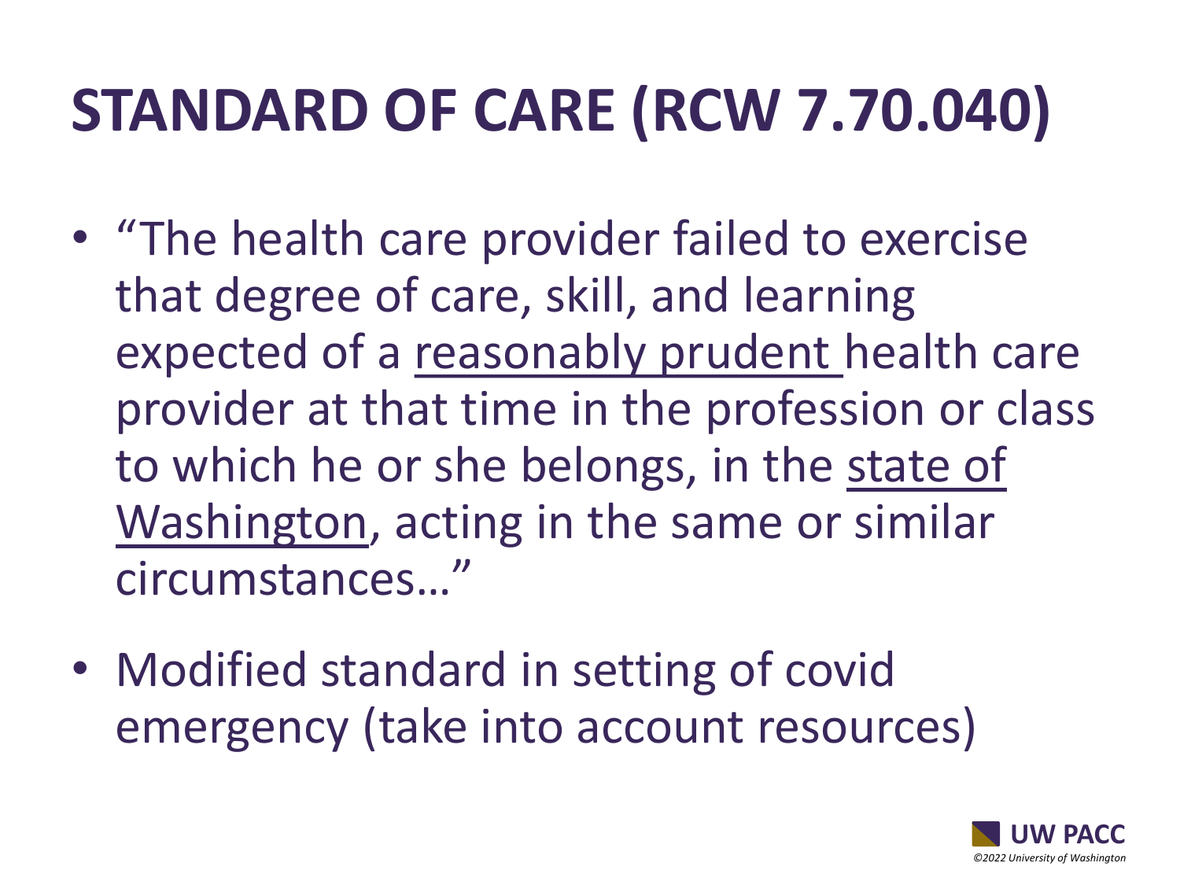# STANDARD OF CARE (RCW 7.70.040)

- "The health care provider failed to exercise that degree of care, skill, and learning expected of a <u>reasonably prudent</u> health care provider at that time in the profession or class to which he or she belongs, in the <u>state of Washington</u>, acting in the same or similar circumstances…"
- Modified standard in setting of covid emergency (take into account resources)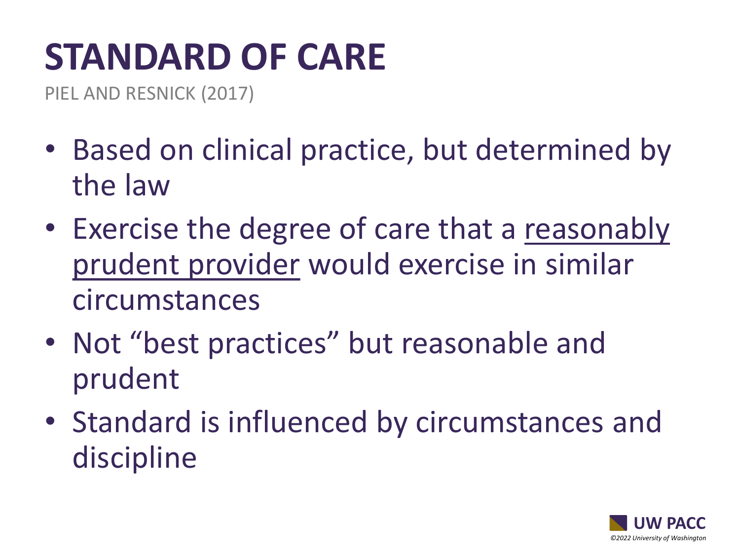# STANDARD OF CARE

PIEL AND RESNICK (2017)

- Based on clinical practice, but determined by the law
- Exercise the degree of care that a <u>reasonably prudent provider</u> would exercise in similar circumstances
- Not "best practices" but reasonable and prudent
- Standard is influenced by circumstances and discipline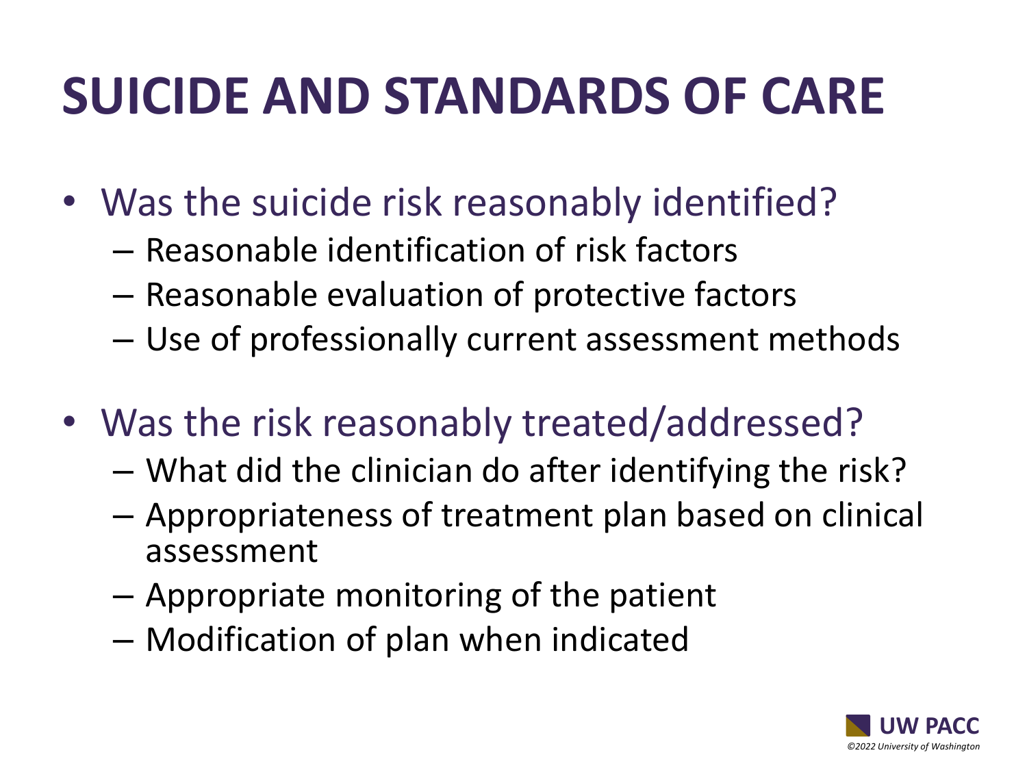# SUICIDE AND STANDARDS OF CARE

- Was the suicide risk reasonably identified?
  - Reasonable identification of risk factors
  - Reasonable evaluation of protective factors
  - Use of professionally current assessment methods
- Was the risk reasonably treated/addressed?
  - What did the clinician do after identifying the risk?
  - Appropriateness of treatment plan based on clinical assessment
  - Appropriate monitoring of the patient
  - Modification of plan when indicated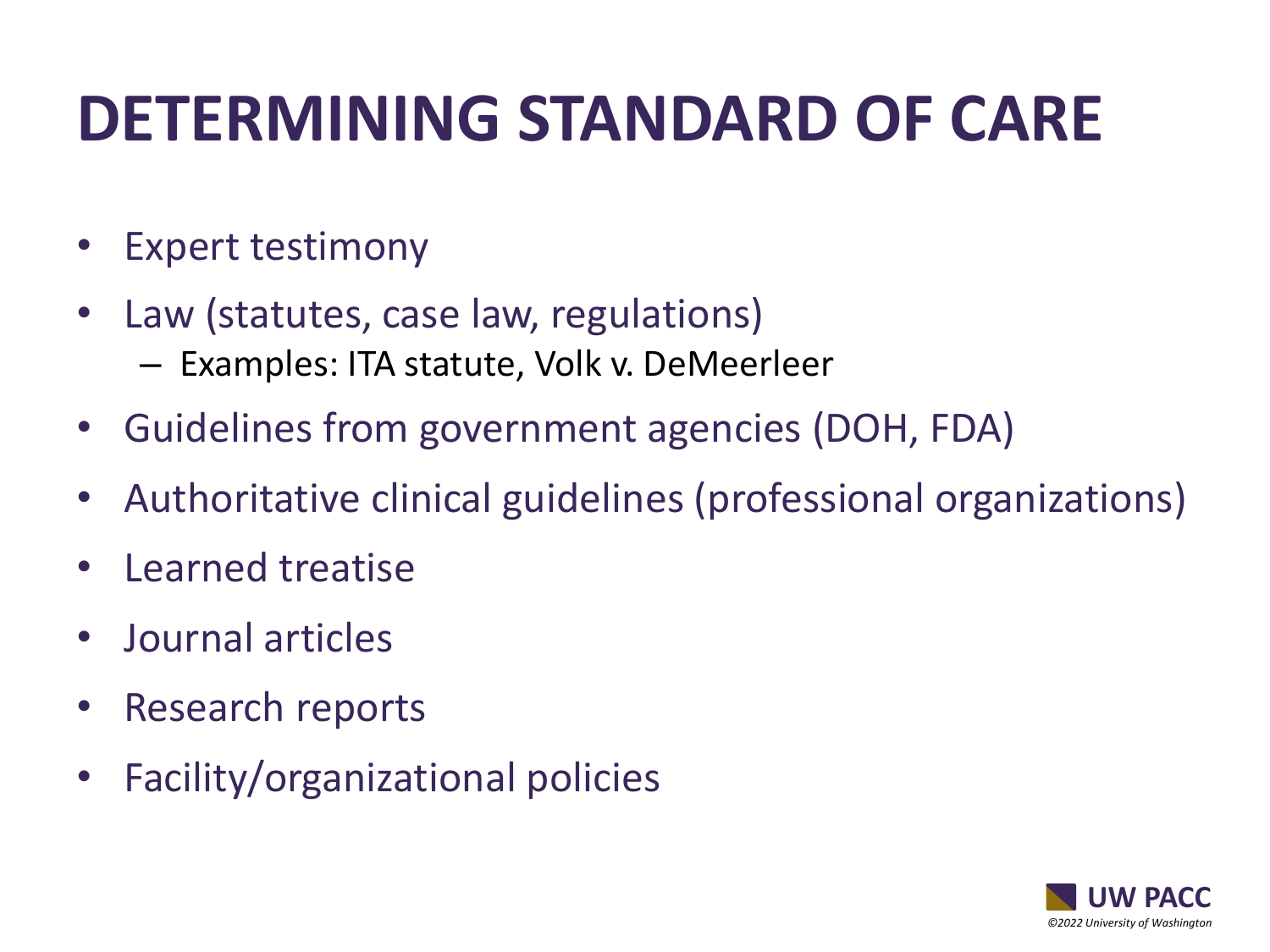# DETERMINING STANDARD OF CARE

- Expert testimony
- Law (statutes, case law, regulations)
  - Examples: ITA statute, Volk v. DeMeerleer
- Guidelines from government agencies (DOH, FDA)
- Authoritative clinical guidelines (professional organizations)
- Learned treatise
- Journal articles
- Research reports
- Facility/organizational policies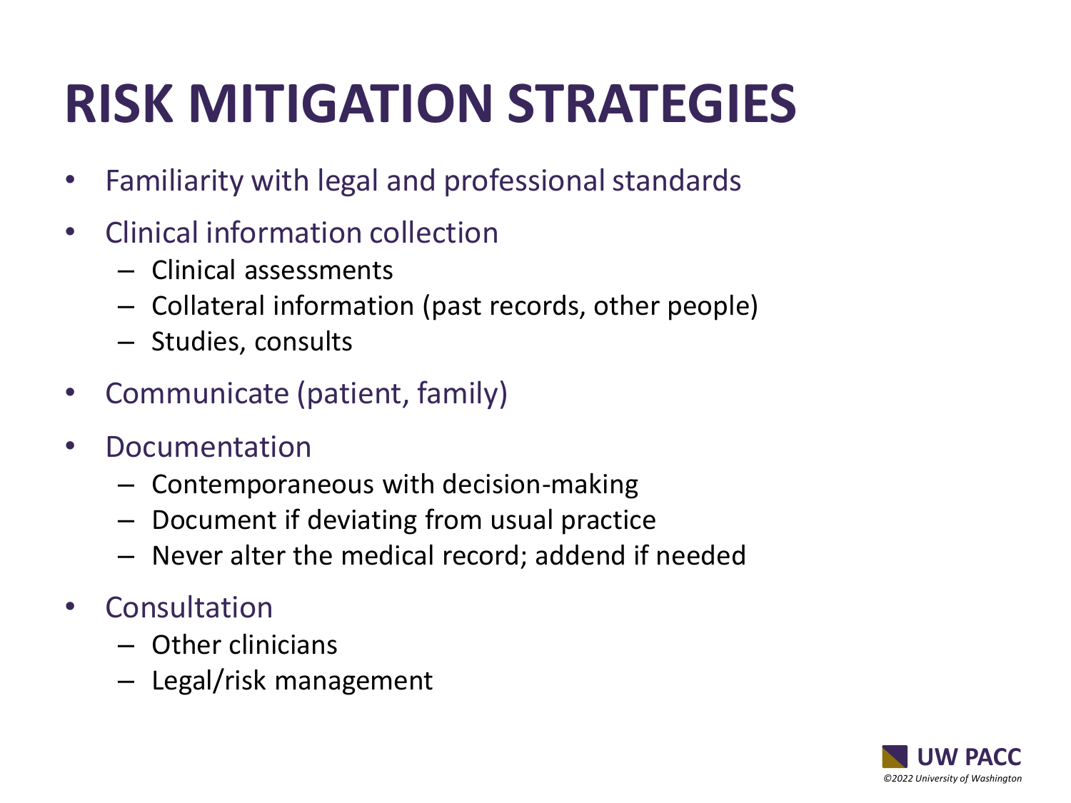# RISK MITIGATION STRATEGIES

- Familiarity with legal and professional standards
- Clinical information collection
  - Clinical assessments
  - Collateral information (past records, other people)
  - Studies, consults
- Communicate (patient, family)
- Documentation
  - Contemporaneous with decision-making
  - Document if deviating from usual practice
  - Never alter the medical record; addend if needed
- Consultation
  - Other clinicians
  - Legal/risk management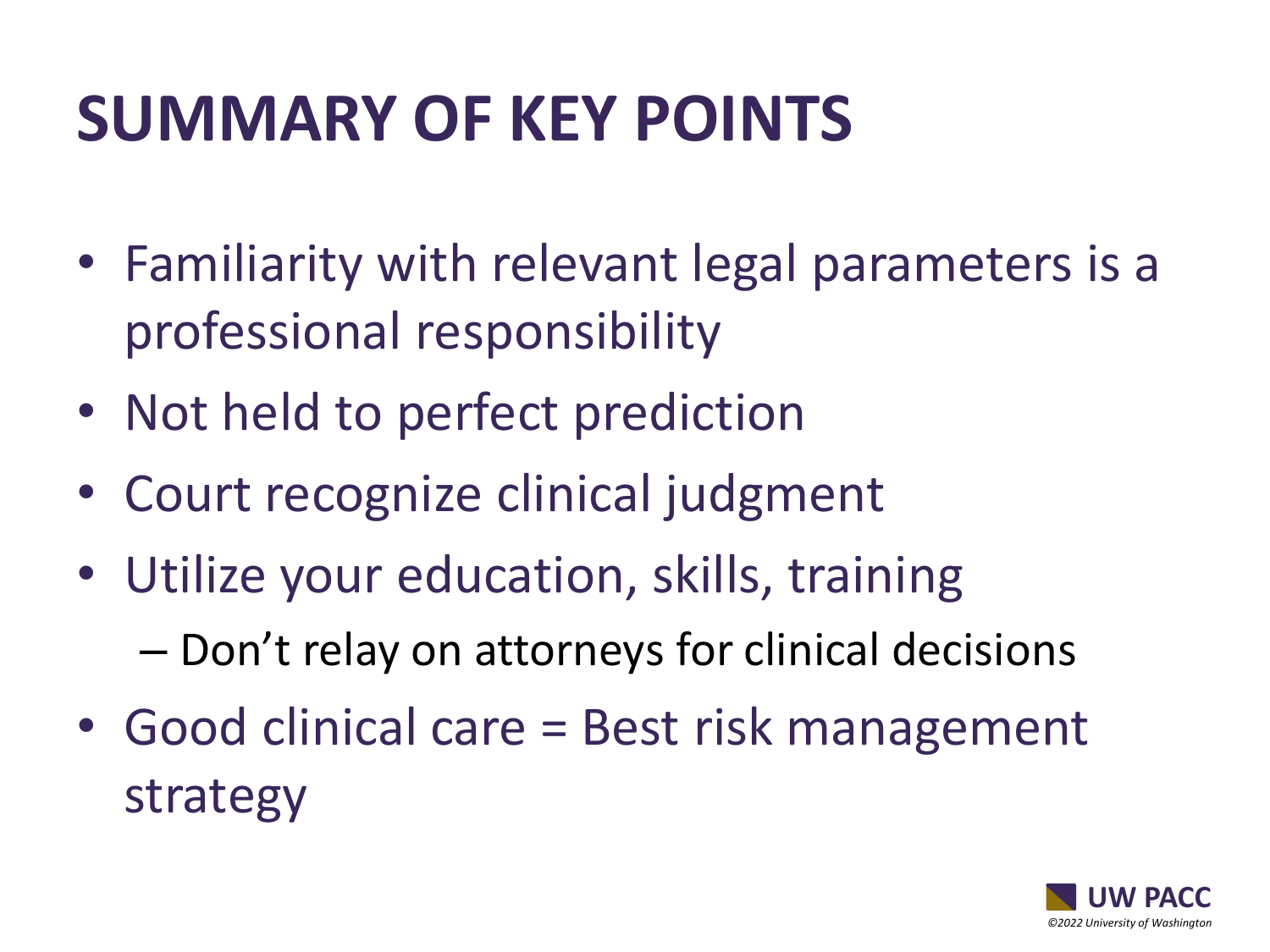# SUMMARY OF KEY POINTS

- Familiarity with relevant legal parameters is a professional responsibility
- Not held to perfect prediction
- Court recognize clinical judgment
- Utilize your education, skills, training
  - Don't relay on attorneys for clinical decisions
- Good clinical care = Best risk management strategy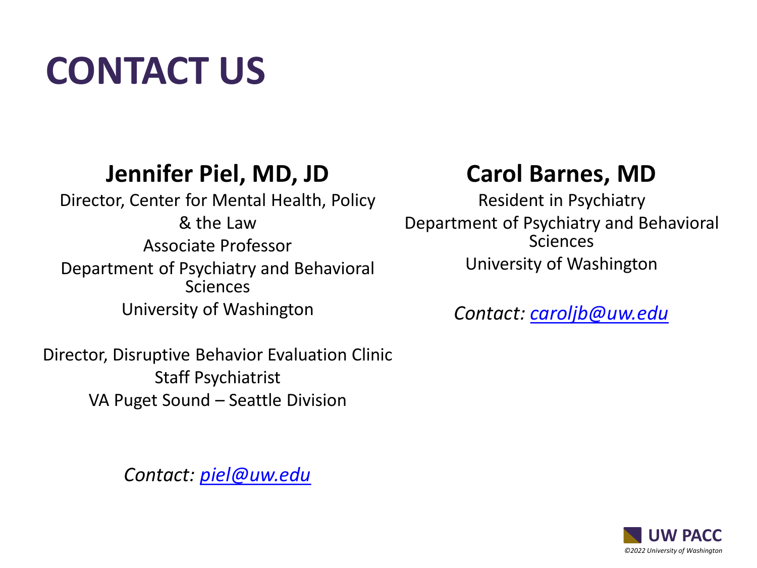# CONTACT US

## Jennifer Piel, MD, JD

Director, Center for Mental Health, Policy & the Law
Associate Professor
Department of Psychiatry and Behavioral Sciences
University of Washington

Director, Disruptive Behavior Evaluation Clinic
Staff Psychiatrist
VA Puget Sound – Seattle Division

*Contact: piel@uw.edu*

## Carol Barnes, MD

Resident in Psychiatry
Department of Psychiatry and Behavioral Sciences
University of Washington

*Contact: caroljb@uw.edu*

UW PACC
*©2022 University of Washington*